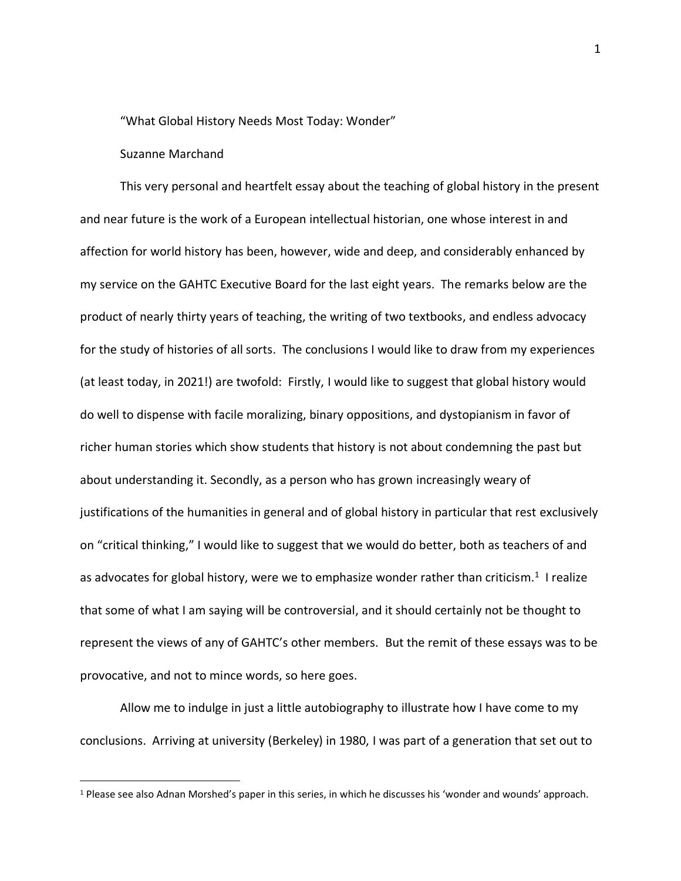# "What Global History Needs Most Today: Wonder"

Suzanne Marchand

This very personal and heartfelt essay about the teaching of global history in the present and near future is the work of a European intellectual historian, one whose interest in and affection for world history has been, however, wide and deep, and considerably enhanced by my service on the GAHTC Executive Board for the last eight years. The remarks below are the product of nearly thirty years of teaching, the writing of two textbooks, and endless advocacy for the study of histories of all sorts. The conclusions I would like to draw from my experiences (at least today, in 2021!) are twofold: Firstly, I would like to suggest that global history would do well to dispense with facile moralizing, binary oppositions, and dystopianism in favor of richer human stories which show students that history is not about condemning the past but about understanding it. Secondly, as a person who has grown increasingly weary of justifications of the humanities in general and of global history in particular that rest exclusively on "critical thinking," I would like to suggest that we would do better, both as teachers of and as advocates for global history, were we to emphasize wonder rather than criticism.[1] I realize that some of what I am saying will be controversial, and it should certainly not be thought to represent the views of any of GAHTC's other members. But the remit of these essays was to be provocative, and not to mince words, so here goes.

Allow me to indulge in just a little autobiography to illustrate how I have come to my conclusions. Arriving at university (Berkeley) in 1980, I was part of a generation that set out to

---

[1] Please see also Adnan Morshed's paper in this series, in which he discusses his 'wonder and wounds' approach.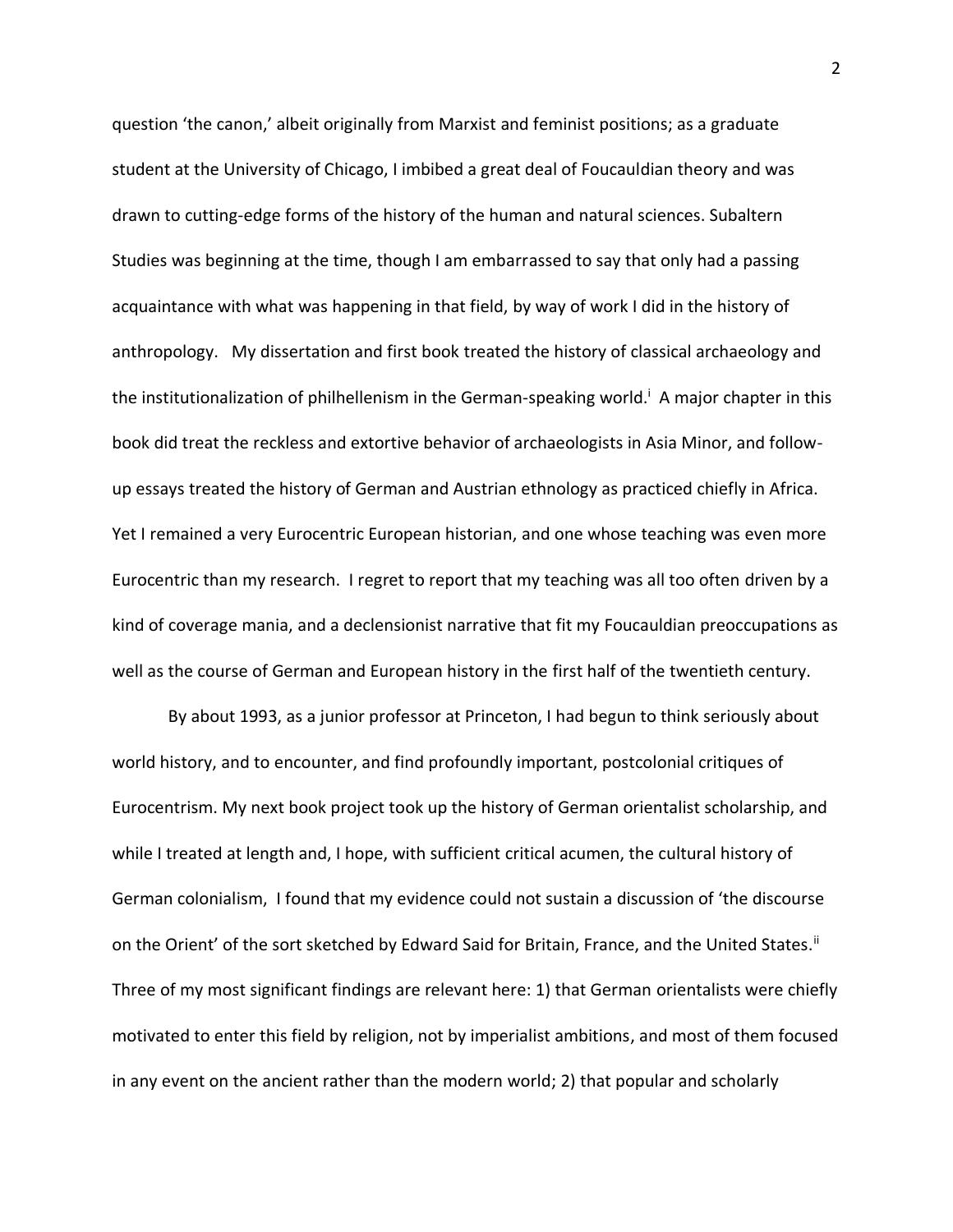question 'the canon,' albeit originally from Marxist and feminist positions; as a graduate student at the University of Chicago, I imbibed a great deal of Foucauldian theory and was drawn to cutting-edge forms of the history of the human and natural sciences. Subaltern Studies was beginning at the time, though I am embarrassed to say that only had a passing acquaintance with what was happening in that field, by way of work I did in the history of anthropology. My dissertation and first book treated the history of classical archaeology and the institutionalization of philhellenism in the German-speaking world.[i] A major chapter in this book did treat the reckless and extortive behavior of archaeologists in Asia Minor, and follow-up essays treated the history of German and Austrian ethnology as practiced chiefly in Africa. Yet I remained a very Eurocentric European historian, and one whose teaching was even more Eurocentric than my research. I regret to report that my teaching was all too often driven by a kind of coverage mania, and a declensionist narrative that fit my Foucauldian preoccupations as well as the course of German and European history in the first half of the twentieth century.

By about 1993, as a junior professor at Princeton, I had begun to think seriously about world history, and to encounter, and find profoundly important, postcolonial critiques of Eurocentrism. My next book project took up the history of German orientalist scholarship, and while I treated at length and, I hope, with sufficient critical acumen, the cultural history of German colonialism, I found that my evidence could not sustain a discussion of 'the discourse on the Orient' of the sort sketched by Edward Said for Britain, France, and the United States.[ii] Three of my most significant findings are relevant here: 1) that German orientalists were chiefly motivated to enter this field by religion, not by imperialist ambitions, and most of them focused in any event on the ancient rather than the modern world; 2) that popular and scholarly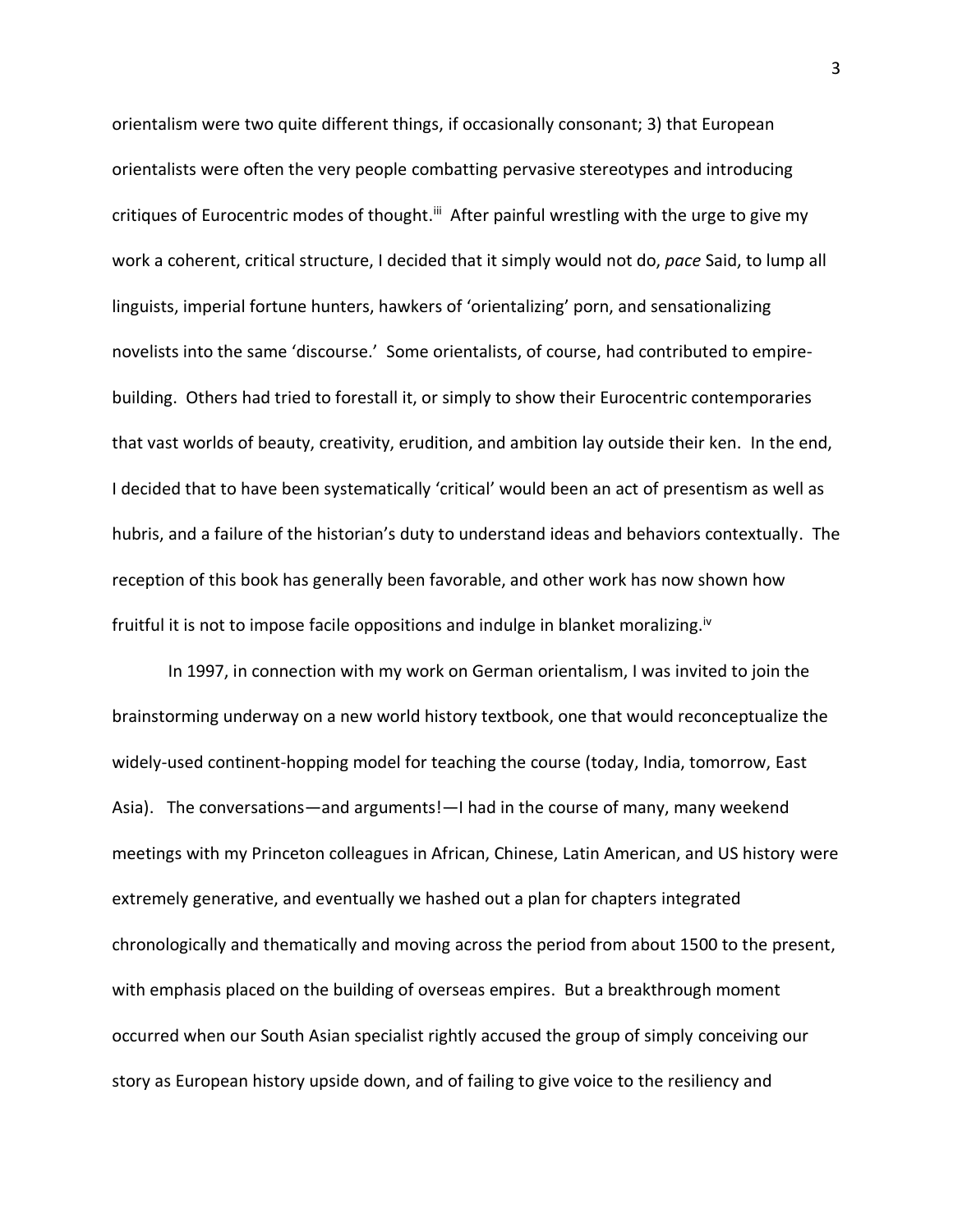orientalism were two quite different things, if occasionally consonant; 3) that European orientalists were often the very people combatting pervasive stereotypes and introducing critiques of Eurocentric modes of thought.[iii] After painful wrestling with the urge to give my work a coherent, critical structure, I decided that it simply would not do, *pace* Said, to lump all linguists, imperial fortune hunters, hawkers of 'orientalizing' porn, and sensationalizing novelists into the same 'discourse.' Some orientalists, of course, had contributed to empire-building. Others had tried to forestall it, or simply to show their Eurocentric contemporaries that vast worlds of beauty, creativity, erudition, and ambition lay outside their ken. In the end, I decided that to have been systematically 'critical' would been an act of presentism as well as hubris, and a failure of the historian's duty to understand ideas and behaviors contextually. The reception of this book has generally been favorable, and other work has now shown how fruitful it is not to impose facile oppositions and indulge in blanket moralizing.[iv]

In 1997, in connection with my work on German orientalism, I was invited to join the brainstorming underway on a new world history textbook, one that would reconceptualize the widely-used continent-hopping model for teaching the course (today, India, tomorrow, East Asia). The conversations—and arguments!—I had in the course of many, many weekend meetings with my Princeton colleagues in African, Chinese, Latin American, and US history were extremely generative, and eventually we hashed out a plan for chapters integrated chronologically and thematically and moving across the period from about 1500 to the present, with emphasis placed on the building of overseas empires. But a breakthrough moment occurred when our South Asian specialist rightly accused the group of simply conceiving our story as European history upside down, and of failing to give voice to the resiliency and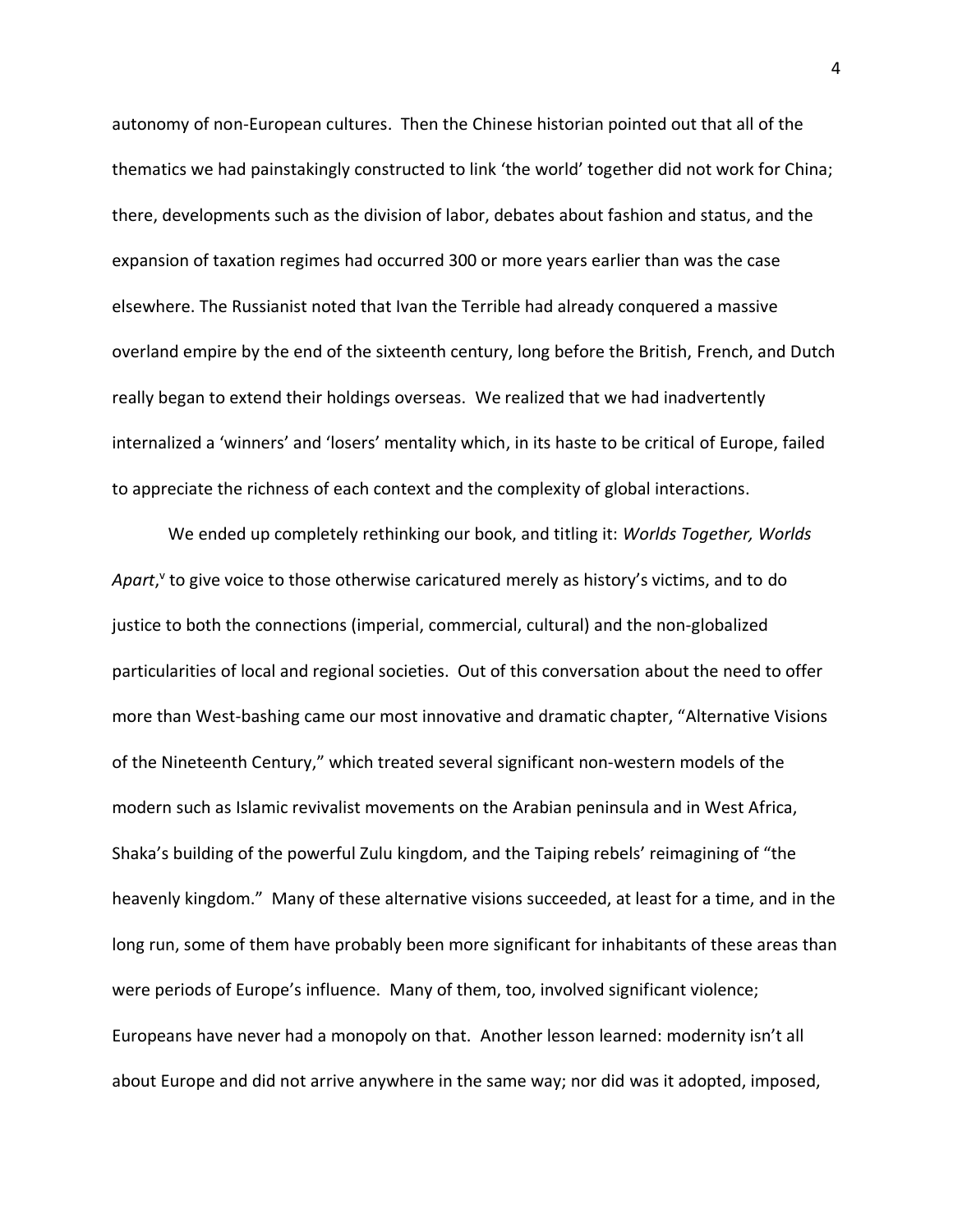autonomy of non-European cultures. Then the Chinese historian pointed out that all of the thematics we had painstakingly constructed to link 'the world' together did not work for China; there, developments such as the division of labor, debates about fashion and status, and the expansion of taxation regimes had occurred 300 or more years earlier than was the case elsewhere. The Russianist noted that Ivan the Terrible had already conquered a massive overland empire by the end of the sixteenth century, long before the British, French, and Dutch really began to extend their holdings overseas. We realized that we had inadvertently internalized a 'winners' and 'losers' mentality which, in its haste to be critical of Europe, failed to appreciate the richness of each context and the complexity of global interactions.

We ended up completely rethinking our book, and titling it: *Worlds Together, Worlds Apart*,[v] to give voice to those otherwise caricatured merely as history's victims, and to do justice to both the connections (imperial, commercial, cultural) and the non-globalized particularities of local and regional societies. Out of this conversation about the need to offer more than West-bashing came our most innovative and dramatic chapter, "Alternative Visions of the Nineteenth Century," which treated several significant non-western models of the modern such as Islamic revivalist movements on the Arabian peninsula and in West Africa, Shaka's building of the powerful Zulu kingdom, and the Taiping rebels' reimagining of "the heavenly kingdom." Many of these alternative visions succeeded, at least for a time, and in the long run, some of them have probably been more significant for inhabitants of these areas than were periods of Europe's influence. Many of them, too, involved significant violence; Europeans have never had a monopoly on that. Another lesson learned: modernity isn't all about Europe and did not arrive anywhere in the same way; nor did was it adopted, imposed,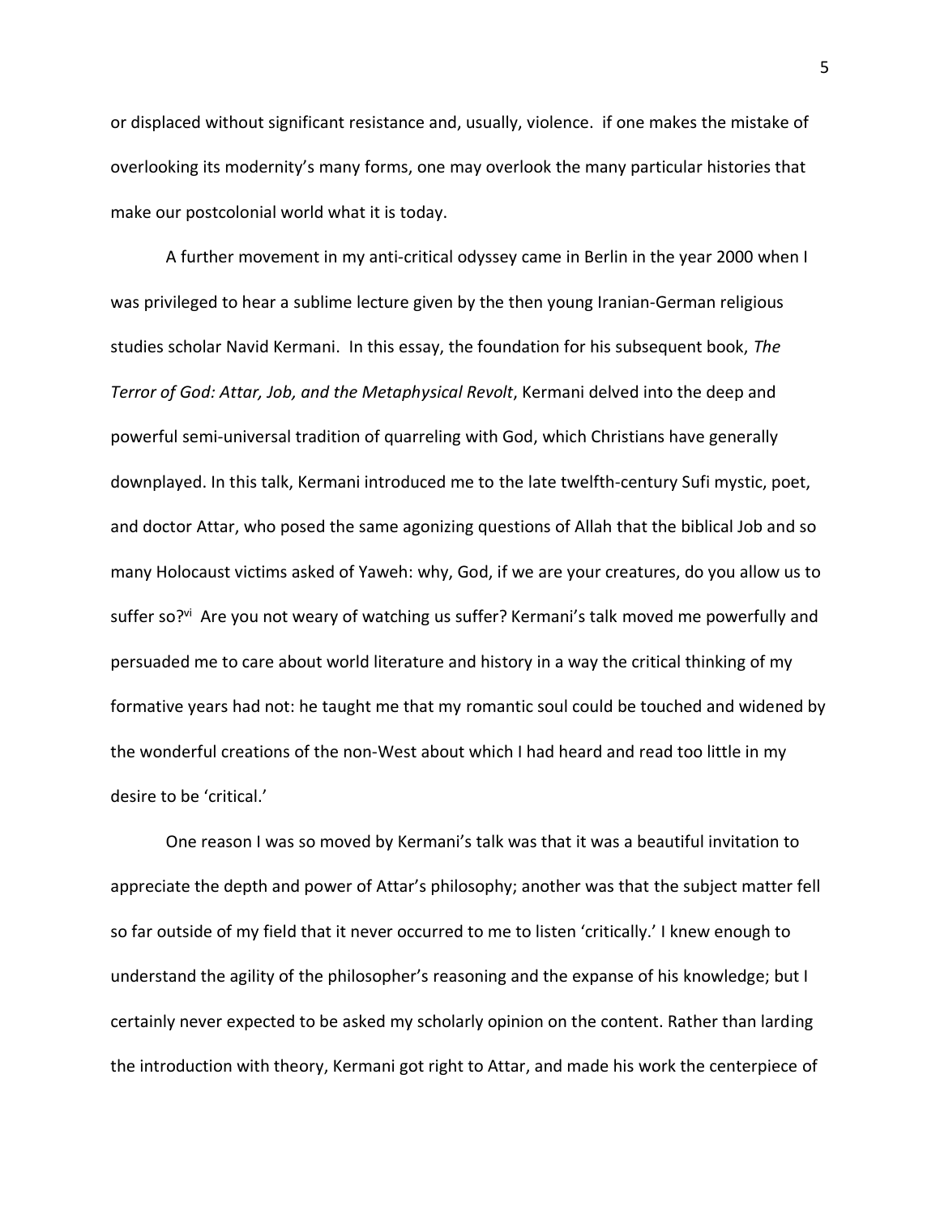or displaced without significant resistance and, usually, violence. if one makes the mistake of overlooking its modernity's many forms, one may overlook the many particular histories that make our postcolonial world what it is today.

A further movement in my anti-critical odyssey came in Berlin in the year 2000 when I was privileged to hear a sublime lecture given by the then young Iranian-German religious studies scholar Navid Kermani. In this essay, the foundation for his subsequent book, *The Terror of God: Attar, Job, and the Metaphysical Revolt*, Kermani delved into the deep and powerful semi-universal tradition of quarreling with God, which Christians have generally downplayed. In this talk, Kermani introduced me to the late twelfth-century Sufi mystic, poet, and doctor Attar, who posed the same agonizing questions of Allah that the biblical Job and so many Holocaust victims asked of Yaweh: why, God, if we are your creatures, do you allow us to suffer so?[vi] Are you not weary of watching us suffer? Kermani's talk moved me powerfully and persuaded me to care about world literature and history in a way the critical thinking of my formative years had not: he taught me that my romantic soul could be touched and widened by the wonderful creations of the non-West about which I had heard and read too little in my desire to be 'critical.'

One reason I was so moved by Kermani's talk was that it was a beautiful invitation to appreciate the depth and power of Attar's philosophy; another was that the subject matter fell so far outside of my field that it never occurred to me to listen 'critically.' I knew enough to understand the agility of the philosopher's reasoning and the expanse of his knowledge; but I certainly never expected to be asked my scholarly opinion on the content. Rather than larding the introduction with theory, Kermani got right to Attar, and made his work the centerpiece of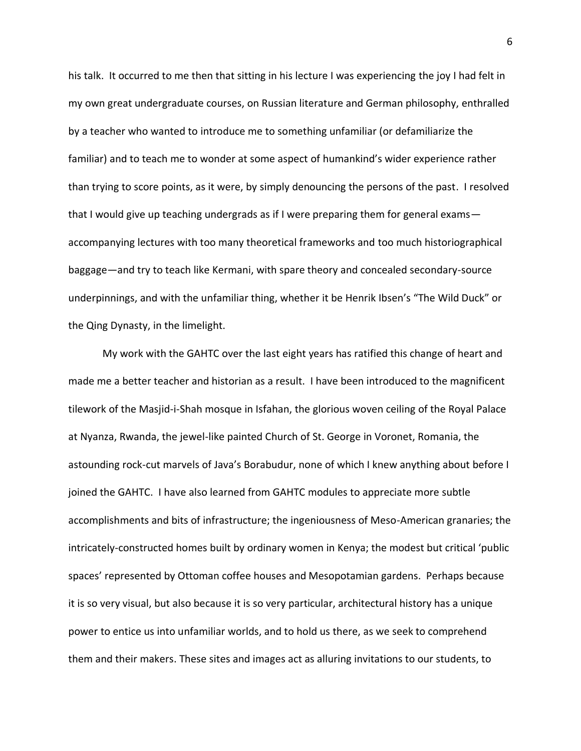his talk. It occurred to me then that sitting in his lecture I was experiencing the joy I had felt in my own great undergraduate courses, on Russian literature and German philosophy, enthralled by a teacher who wanted to introduce me to something unfamiliar (or defamiliarize the familiar) and to teach me to wonder at some aspect of humankind's wider experience rather than trying to score points, as it were, by simply denouncing the persons of the past. I resolved that I would give up teaching undergrads as if I were preparing them for general exams—accompanying lectures with too many theoretical frameworks and too much historiographical baggage—and try to teach like Kermani, with spare theory and concealed secondary-source underpinnings, and with the unfamiliar thing, whether it be Henrik Ibsen's "The Wild Duck" or the Qing Dynasty, in the limelight.

My work with the GAHTC over the last eight years has ratified this change of heart and made me a better teacher and historian as a result. I have been introduced to the magnificent tilework of the Masjid-i-Shah mosque in Isfahan, the glorious woven ceiling of the Royal Palace at Nyanza, Rwanda, the jewel-like painted Church of St. George in Voronet, Romania, the astounding rock-cut marvels of Java's Borabudur, none of which I knew anything about before I joined the GAHTC. I have also learned from GAHTC modules to appreciate more subtle accomplishments and bits of infrastructure; the ingeniousness of Meso-American granaries; the intricately-constructed homes built by ordinary women in Kenya; the modest but critical 'public spaces' represented by Ottoman coffee houses and Mesopotamian gardens. Perhaps because it is so very visual, but also because it is so very particular, architectural history has a unique power to entice us into unfamiliar worlds, and to hold us there, as we seek to comprehend them and their makers. These sites and images act as alluring invitations to our students, to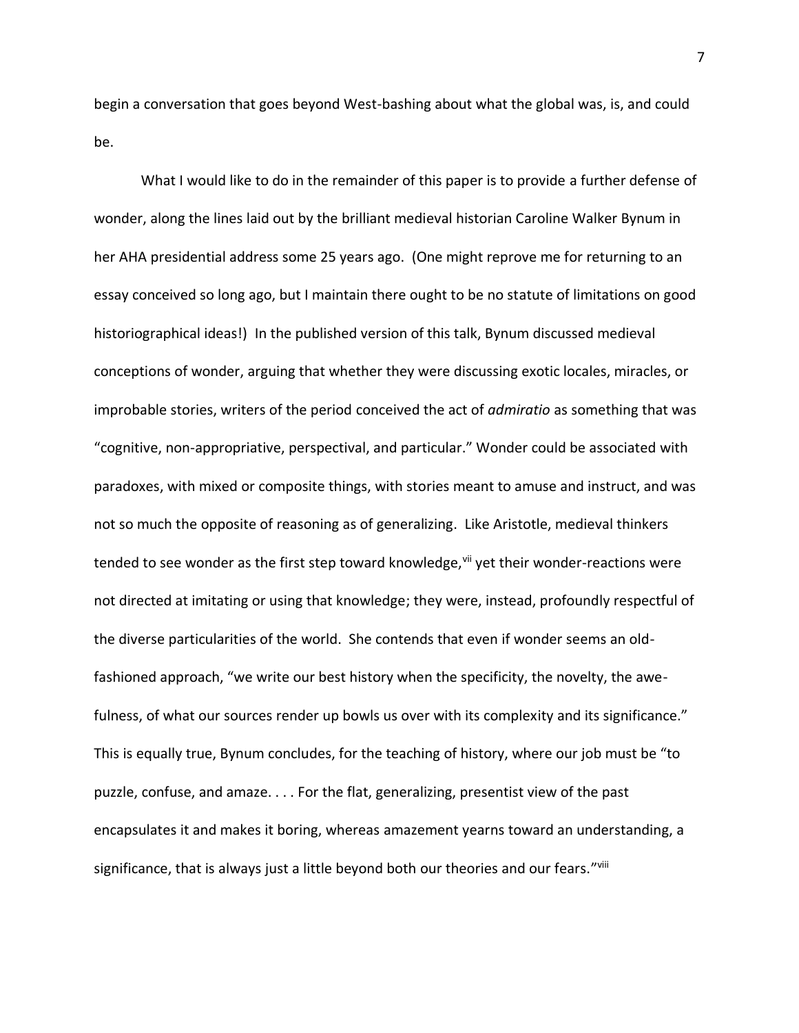begin a conversation that goes beyond West-bashing about what the global was, is, and could be.

What I would like to do in the remainder of this paper is to provide a further defense of wonder, along the lines laid out by the brilliant medieval historian Caroline Walker Bynum in her AHA presidential address some 25 years ago. (One might reprove me for returning to an essay conceived so long ago, but I maintain there ought to be no statute of limitations on good historiographical ideas!) In the published version of this talk, Bynum discussed medieval conceptions of wonder, arguing that whether they were discussing exotic locales, miracles, or improbable stories, writers of the period conceived the act of *admiratio* as something that was "cognitive, non-appropriative, perspectival, and particular." Wonder could be associated with paradoxes, with mixed or composite things, with stories meant to amuse and instruct, and was not so much the opposite of reasoning as of generalizing. Like Aristotle, medieval thinkers tended to see wonder as the first step toward knowledge,[vii] yet their wonder-reactions were not directed at imitating or using that knowledge; they were, instead, profoundly respectful of the diverse particularities of the world. She contends that even if wonder seems an old-fashioned approach, "we write our best history when the specificity, the novelty, the awe-fulness, of what our sources render up bowls us over with its complexity and its significance." This is equally true, Bynum concludes, for the teaching of history, where our job must be "to puzzle, confuse, and amaze. . . . For the flat, generalizing, presentist view of the past encapsulates it and makes it boring, whereas amazement yearns toward an understanding, a significance, that is always just a little beyond both our theories and our fears."[viii]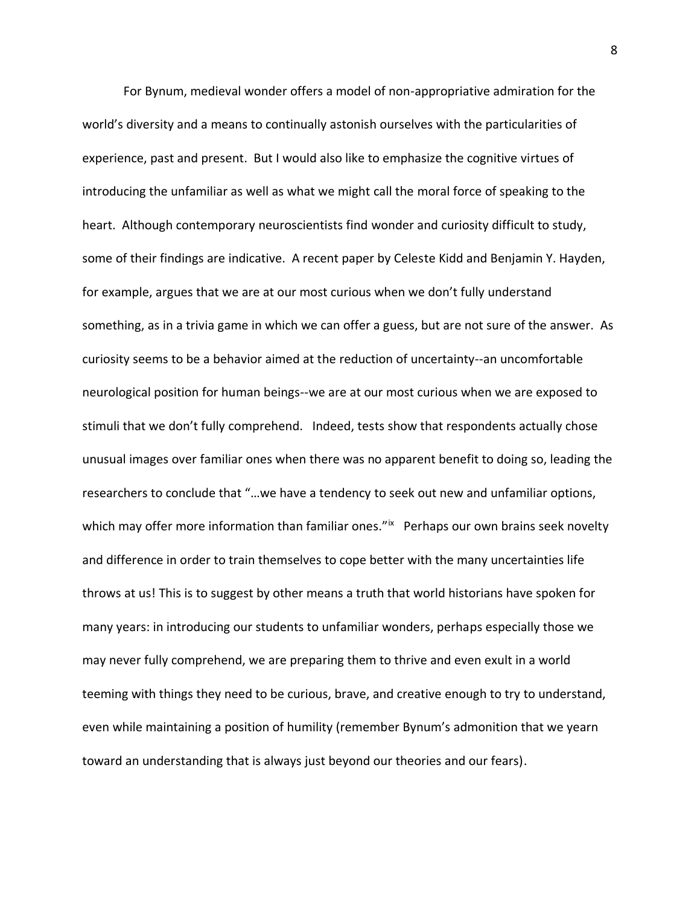For Bynum, medieval wonder offers a model of non-appropriative admiration for the world's diversity and a means to continually astonish ourselves with the particularities of experience, past and present. But I would also like to emphasize the cognitive virtues of introducing the unfamiliar as well as what we might call the moral force of speaking to the heart. Although contemporary neuroscientists find wonder and curiosity difficult to study, some of their findings are indicative. A recent paper by Celeste Kidd and Benjamin Y. Hayden, for example, argues that we are at our most curious when we don't fully understand something, as in a trivia game in which we can offer a guess, but are not sure of the answer. As curiosity seems to be a behavior aimed at the reduction of uncertainty--an uncomfortable neurological position for human beings--we are at our most curious when we are exposed to stimuli that we don't fully comprehend. Indeed, tests show that respondents actually chose unusual images over familiar ones when there was no apparent benefit to doing so, leading the researchers to conclude that "…we have a tendency to seek out new and unfamiliar options, which may offer more information than familiar ones."[ix] Perhaps our own brains seek novelty and difference in order to train themselves to cope better with the many uncertainties life throws at us! This is to suggest by other means a truth that world historians have spoken for many years: in introducing our students to unfamiliar wonders, perhaps especially those we may never fully comprehend, we are preparing them to thrive and even exult in a world teeming with things they need to be curious, brave, and creative enough to try to understand, even while maintaining a position of humility (remember Bynum's admonition that we yearn toward an understanding that is always just beyond our theories and our fears).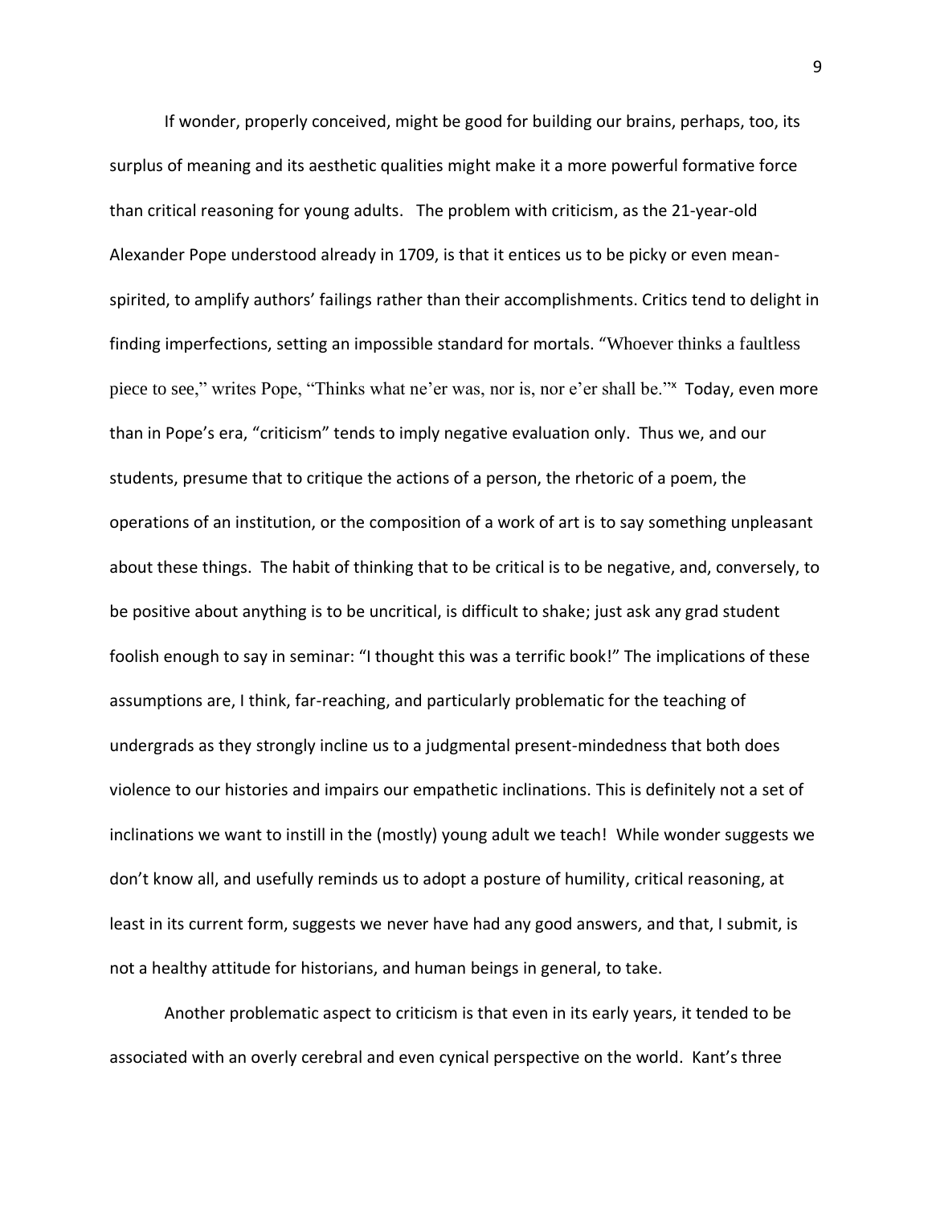If wonder, properly conceived, might be good for building our brains, perhaps, too, its surplus of meaning and its aesthetic qualities might make it a more powerful formative force than critical reasoning for young adults. The problem with criticism, as the 21-year-old Alexander Pope understood already in 1709, is that it entices us to be picky or even mean-spirited, to amplify authors' failings rather than their accomplishments. Critics tend to delight in finding imperfections, setting an impossible standard for mortals. "Whoever thinks a faultless piece to see," writes Pope, "Thinks what ne'er was, nor is, nor e'er shall be."[x] Today, even more than in Pope's era, "criticism" tends to imply negative evaluation only. Thus we, and our students, presume that to critique the actions of a person, the rhetoric of a poem, the operations of an institution, or the composition of a work of art is to say something unpleasant about these things. The habit of thinking that to be critical is to be negative, and, conversely, to be positive about anything is to be uncritical, is difficult to shake; just ask any grad student foolish enough to say in seminar: "I thought this was a terrific book!" The implications of these assumptions are, I think, far-reaching, and particularly problematic for the teaching of undergrads as they strongly incline us to a judgmental present-mindedness that both does violence to our histories and impairs our empathetic inclinations. This is definitely not a set of inclinations we want to instill in the (mostly) young adult we teach! While wonder suggests we don't know all, and usefully reminds us to adopt a posture of humility, critical reasoning, at least in its current form, suggests we never have had any good answers, and that, I submit, is not a healthy attitude for historians, and human beings in general, to take.

Another problematic aspect to criticism is that even in its early years, it tended to be associated with an overly cerebral and even cynical perspective on the world. Kant's three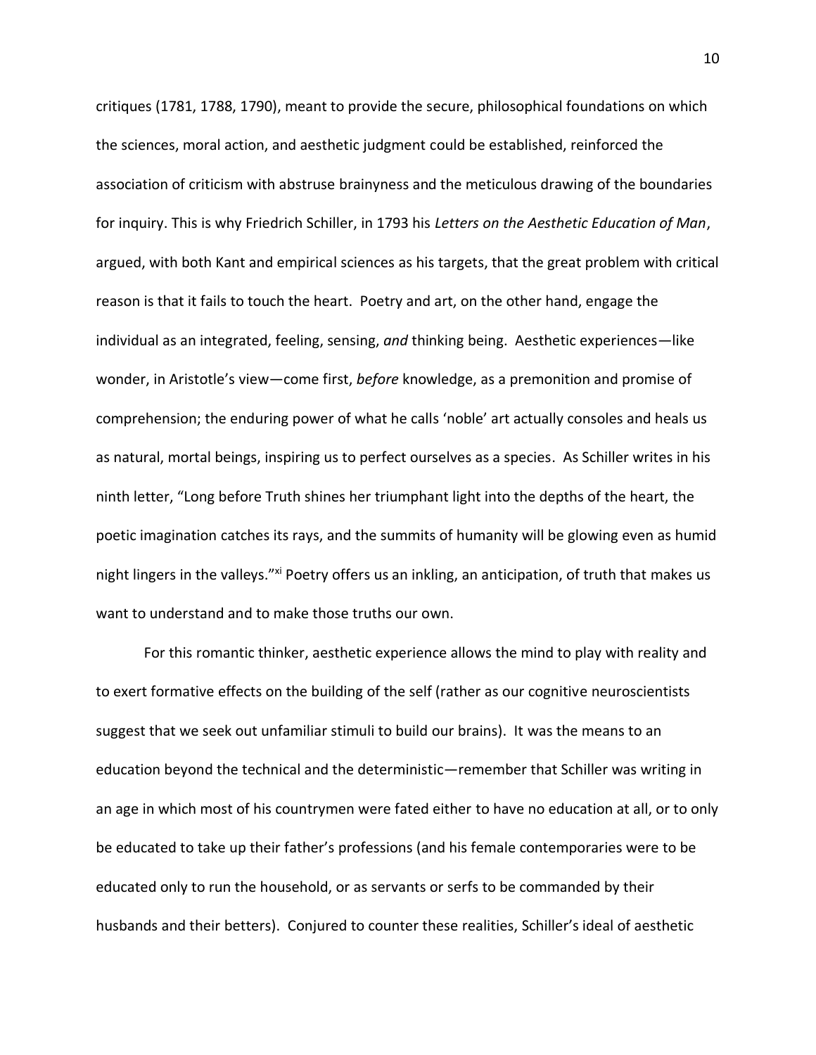critiques (1781, 1788, 1790), meant to provide the secure, philosophical foundations on which the sciences, moral action, and aesthetic judgment could be established, reinforced the association of criticism with abstruse brainyness and the meticulous drawing of the boundaries for inquiry. This is why Friedrich Schiller, in 1793 his *Letters on the Aesthetic Education of Man*, argued, with both Kant and empirical sciences as his targets, that the great problem with critical reason is that it fails to touch the heart. Poetry and art, on the other hand, engage the individual as an integrated, feeling, sensing, *and* thinking being. Aesthetic experiences—like wonder, in Aristotle's view—come first, *before* knowledge, as a premonition and promise of comprehension; the enduring power of what he calls 'noble' art actually consoles and heals us as natural, mortal beings, inspiring us to perfect ourselves as a species. As Schiller writes in his ninth letter, "Long before Truth shines her triumphant light into the depths of the heart, the poetic imagination catches its rays, and the summits of humanity will be glowing even as humid night lingers in the valleys."[xi] Poetry offers us an inkling, an anticipation, of truth that makes us want to understand and to make those truths our own.

For this romantic thinker, aesthetic experience allows the mind to play with reality and to exert formative effects on the building of the self (rather as our cognitive neuroscientists suggest that we seek out unfamiliar stimuli to build our brains). It was the means to an education beyond the technical and the deterministic—remember that Schiller was writing in an age in which most of his countrymen were fated either to have no education at all, or to only be educated to take up their father's professions (and his female contemporaries were to be educated only to run the household, or as servants or serfs to be commanded by their husbands and their betters). Conjured to counter these realities, Schiller's ideal of aesthetic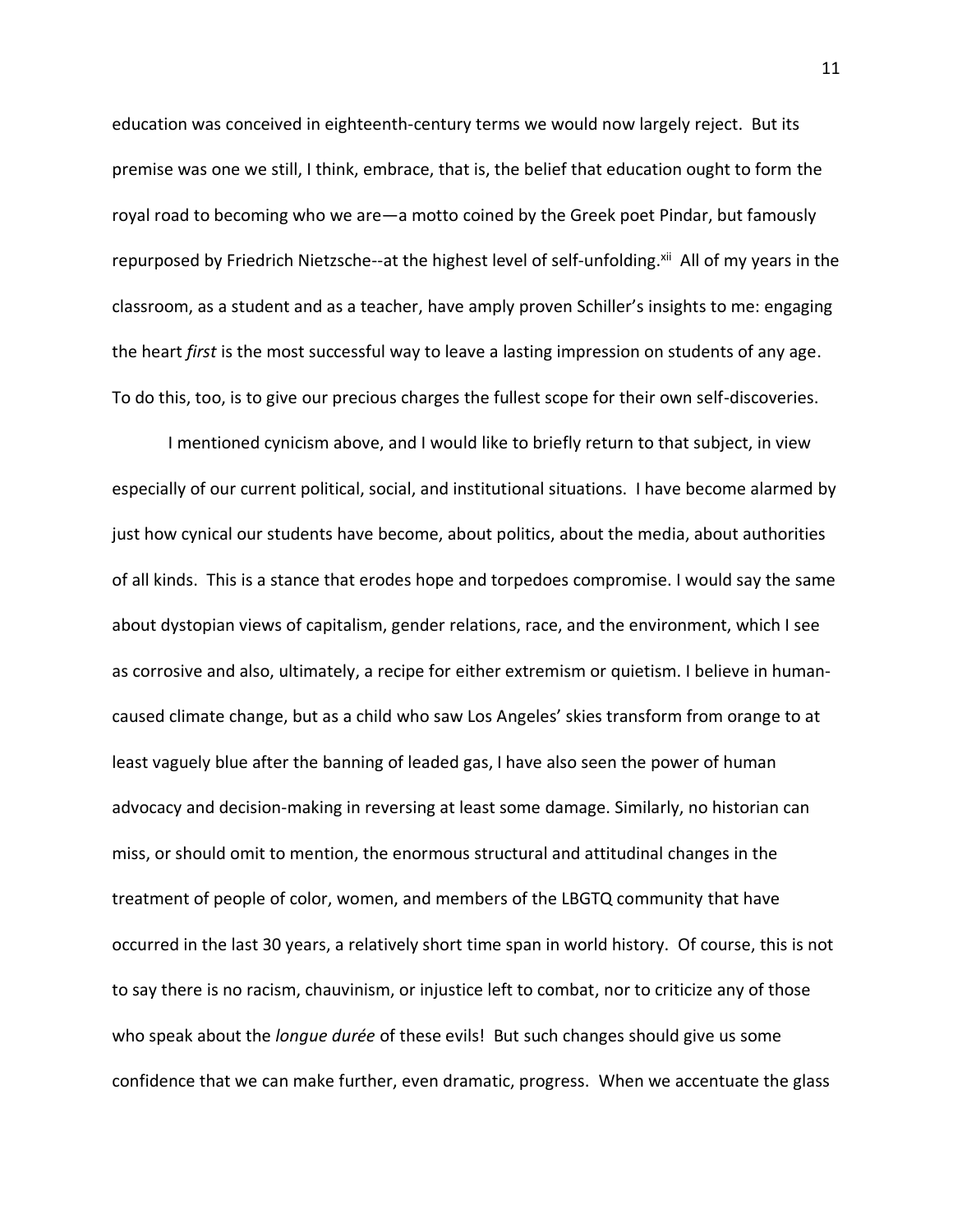education was conceived in eighteenth-century terms we would now largely reject. But its premise was one we still, I think, embrace, that is, the belief that education ought to form the royal road to becoming who we are—a motto coined by the Greek poet Pindar, but famously repurposed by Friedrich Nietzsche--at the highest level of self-unfolding.[xii] All of my years in the classroom, as a student and as a teacher, have amply proven Schiller's insights to me: engaging the heart *first* is the most successful way to leave a lasting impression on students of any age. To do this, too, is to give our precious charges the fullest scope for their own self-discoveries.

I mentioned cynicism above, and I would like to briefly return to that subject, in view especially of our current political, social, and institutional situations. I have become alarmed by just how cynical our students have become, about politics, about the media, about authorities of all kinds. This is a stance that erodes hope and torpedoes compromise. I would say the same about dystopian views of capitalism, gender relations, race, and the environment, which I see as corrosive and also, ultimately, a recipe for either extremism or quietism. I believe in human-caused climate change, but as a child who saw Los Angeles' skies transform from orange to at least vaguely blue after the banning of leaded gas, I have also seen the power of human advocacy and decision-making in reversing at least some damage. Similarly, no historian can miss, or should omit to mention, the enormous structural and attitudinal changes in the treatment of people of color, women, and members of the LBGTQ community that have occurred in the last 30 years, a relatively short time span in world history. Of course, this is not to say there is no racism, chauvinism, or injustice left to combat, nor to criticize any of those who speak about the *longue durée* of these evils! But such changes should give us some confidence that we can make further, even dramatic, progress. When we accentuate the glass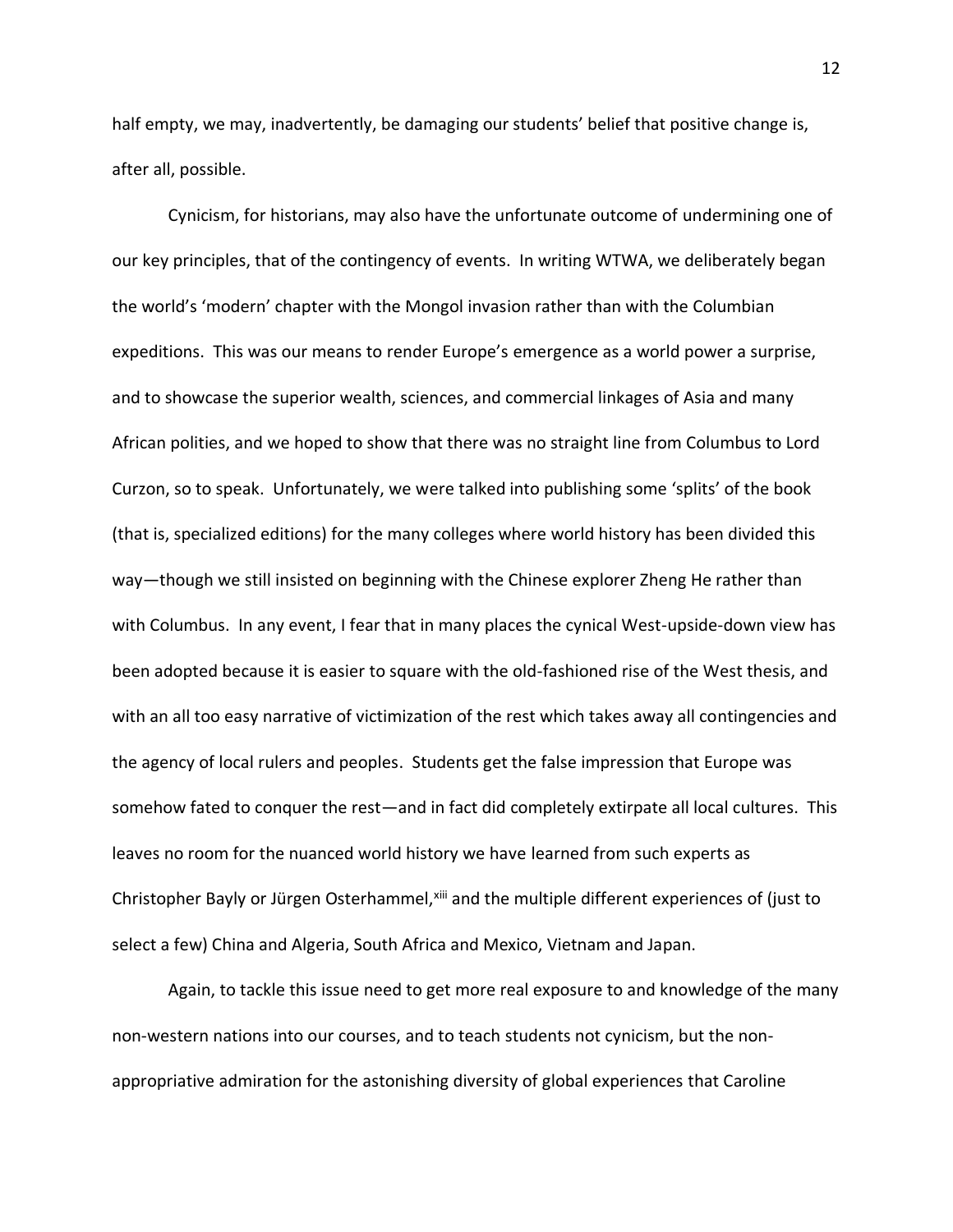half empty, we may, inadvertently, be damaging our students' belief that positive change is, after all, possible.

Cynicism, for historians, may also have the unfortunate outcome of undermining one of our key principles, that of the contingency of events. In writing WTWA, we deliberately began the world's 'modern' chapter with the Mongol invasion rather than with the Columbian expeditions. This was our means to render Europe's emergence as a world power a surprise, and to showcase the superior wealth, sciences, and commercial linkages of Asia and many African polities, and we hoped to show that there was no straight line from Columbus to Lord Curzon, so to speak. Unfortunately, we were talked into publishing some 'splits' of the book (that is, specialized editions) for the many colleges where world history has been divided this way—though we still insisted on beginning with the Chinese explorer Zheng He rather than with Columbus. In any event, I fear that in many places the cynical West-upside-down view has been adopted because it is easier to square with the old-fashioned rise of the West thesis, and with an all too easy narrative of victimization of the rest which takes away all contingencies and the agency of local rulers and peoples. Students get the false impression that Europe was somehow fated to conquer the rest—and in fact did completely extirpate all local cultures. This leaves no room for the nuanced world history we have learned from such experts as Christopher Bayly or Jürgen Osterhammel,[xiii] and the multiple different experiences of (just to select a few) China and Algeria, South Africa and Mexico, Vietnam and Japan.

Again, to tackle this issue need to get more real exposure to and knowledge of the many non-western nations into our courses, and to teach students not cynicism, but the non-appropriative admiration for the astonishing diversity of global experiences that Caroline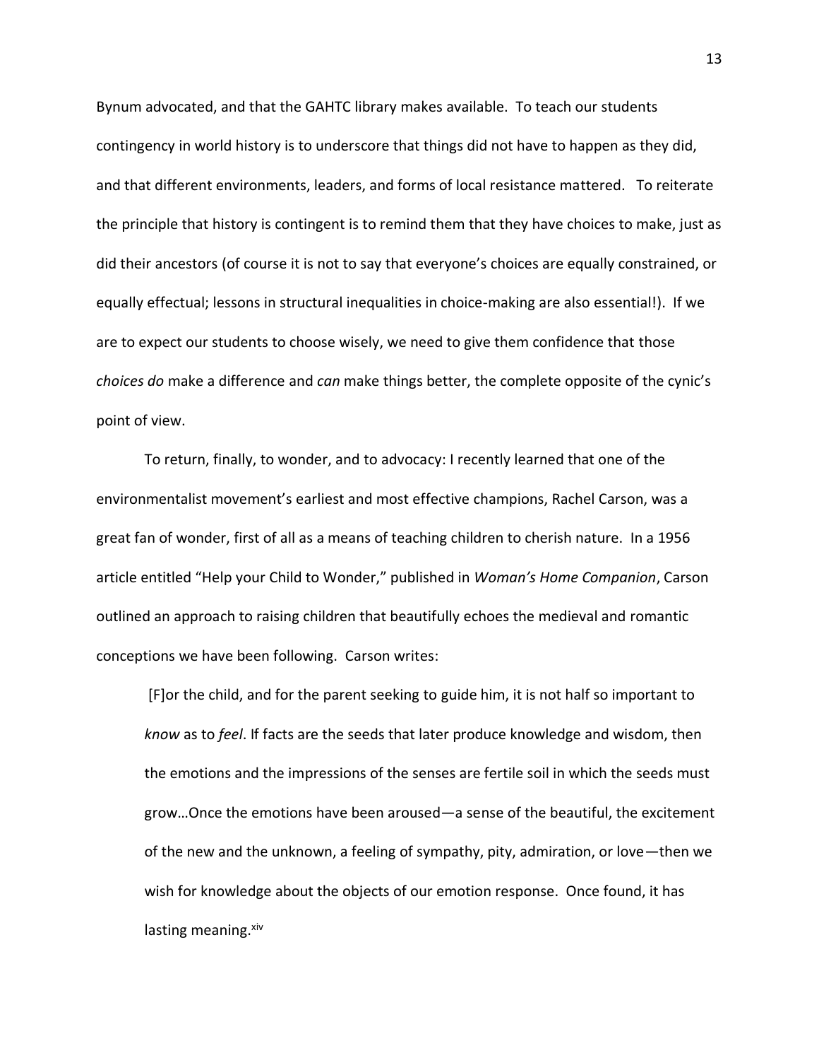Bynum advocated, and that the GAHTC library makes available. To teach our students contingency in world history is to underscore that things did not have to happen as they did, and that different environments, leaders, and forms of local resistance mattered. To reiterate the principle that history is contingent is to remind them that they have choices to make, just as did their ancestors (of course it is not to say that everyone's choices are equally constrained, or equally effectual; lessons in structural inequalities in choice-making are also essential!). If we are to expect our students to choose wisely, we need to give them confidence that those *choices do* make a difference and *can* make things better, the complete opposite of the cynic's point of view.

To return, finally, to wonder, and to advocacy: I recently learned that one of the environmentalist movement's earliest and most effective champions, Rachel Carson, was a great fan of wonder, first of all as a means of teaching children to cherish nature. In a 1956 article entitled "Help your Child to Wonder," published in *Woman's Home Companion*, Carson outlined an approach to raising children that beautifully echoes the medieval and romantic conceptions we have been following. Carson writes:

> [F]or the child, and for the parent seeking to guide him, it is not half so important to *know* as to *feel*. If facts are the seeds that later produce knowledge and wisdom, then the emotions and the impressions of the senses are fertile soil in which the seeds must grow…Once the emotions have been aroused—a sense of the beautiful, the excitement of the new and the unknown, a feeling of sympathy, pity, admiration, or love—then we wish for knowledge about the objects of our emotion response. Once found, it has lasting meaning.[xiv]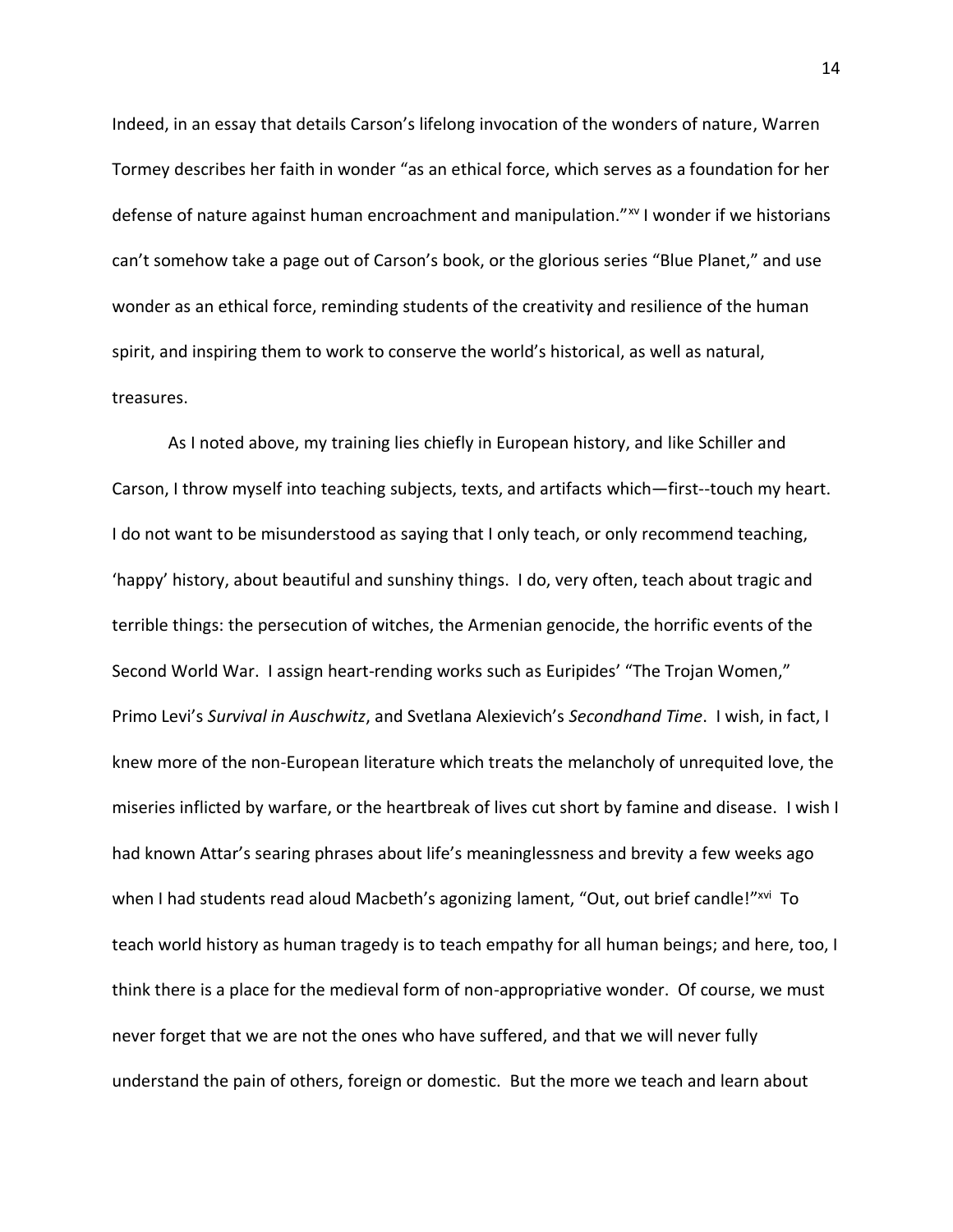Indeed, in an essay that details Carson's lifelong invocation of the wonders of nature, Warren Tormey describes her faith in wonder "as an ethical force, which serves as a foundation for her defense of nature against human encroachment and manipulation."[xv] I wonder if we historians can't somehow take a page out of Carson's book, or the glorious series "Blue Planet," and use wonder as an ethical force, reminding students of the creativity and resilience of the human spirit, and inspiring them to work to conserve the world's historical, as well as natural, treasures.

As I noted above, my training lies chiefly in European history, and like Schiller and Carson, I throw myself into teaching subjects, texts, and artifacts which—first--touch my heart. I do not want to be misunderstood as saying that I only teach, or only recommend teaching, 'happy' history, about beautiful and sunshiny things. I do, very often, teach about tragic and terrible things: the persecution of witches, the Armenian genocide, the horrific events of the Second World War. I assign heart-rending works such as Euripides' "The Trojan Women," Primo Levi's *Survival in Auschwitz*, and Svetlana Alexievich's *Secondhand Time*. I wish, in fact, I knew more of the non-European literature which treats the melancholy of unrequited love, the miseries inflicted by warfare, or the heartbreak of lives cut short by famine and disease. I wish I had known Attar's searing phrases about life's meaninglessness and brevity a few weeks ago when I had students read aloud Macbeth's agonizing lament, "Out, out brief candle!"[xvi] To teach world history as human tragedy is to teach empathy for all human beings; and here, too, I think there is a place for the medieval form of non-appropriative wonder. Of course, we must never forget that we are not the ones who have suffered, and that we will never fully understand the pain of others, foreign or domestic. But the more we teach and learn about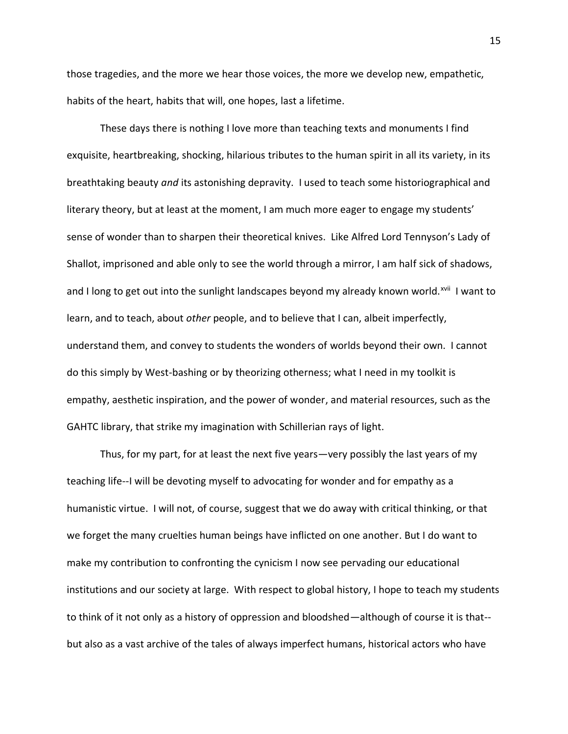those tragedies, and the more we hear those voices, the more we develop new, empathetic, habits of the heart, habits that will, one hopes, last a lifetime.

These days there is nothing I love more than teaching texts and monuments I find exquisite, heartbreaking, shocking, hilarious tributes to the human spirit in all its variety, in its breathtaking beauty *and* its astonishing depravity. I used to teach some historiographical and literary theory, but at least at the moment, I am much more eager to engage my students' sense of wonder than to sharpen their theoretical knives. Like Alfred Lord Tennyson's Lady of Shallot, imprisoned and able only to see the world through a mirror, I am half sick of shadows, and I long to get out into the sunlight landscapes beyond my already known world.[xvii] I want to learn, and to teach, about *other* people, and to believe that I can, albeit imperfectly, understand them, and convey to students the wonders of worlds beyond their own. I cannot do this simply by West-bashing or by theorizing otherness; what I need in my toolkit is empathy, aesthetic inspiration, and the power of wonder, and material resources, such as the GAHTC library, that strike my imagination with Schillerian rays of light.

Thus, for my part, for at least the next five years—very possibly the last years of my teaching life--I will be devoting myself to advocating for wonder and for empathy as a humanistic virtue. I will not, of course, suggest that we do away with critical thinking, or that we forget the many cruelties human beings have inflicted on one another. But I do want to make my contribution to confronting the cynicism I now see pervading our educational institutions and our society at large. With respect to global history, I hope to teach my students to think of it not only as a history of oppression and bloodshed—although of course it is that--but also as a vast archive of the tales of always imperfect humans, historical actors who have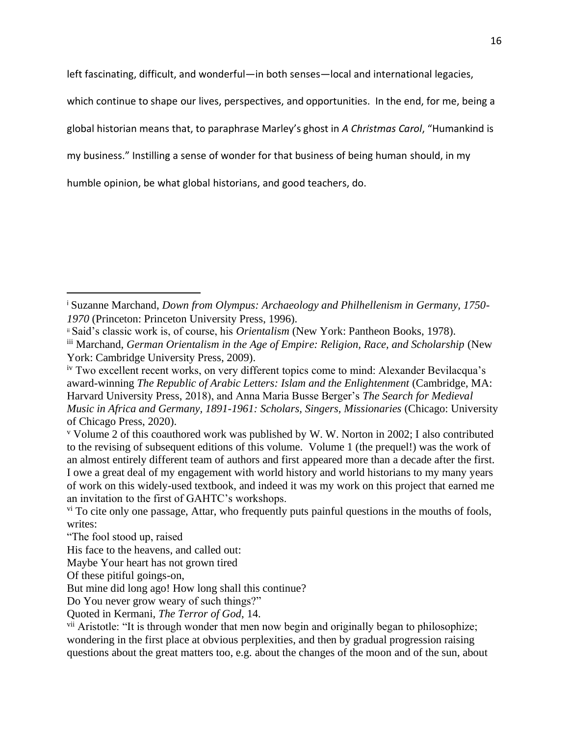left fascinating, difficult, and wonderful—in both senses—local and international legacies, which continue to shape our lives, perspectives, and opportunities. In the end, for me, being a global historian means that, to paraphrase Marley's ghost in *A Christmas Carol*, "Humankind is my business." Instilling a sense of wonder for that business of being human should, in my humble opinion, be what global historians, and good teachers, do.

---

[i] Suzanne Marchand, *Down from Olympus: Archaeology and Philhellenism in Germany, 1750-1970* (Princeton: Princeton University Press, 1996).

[ii] Said's classic work is, of course, his *Orientalism* (New York: Pantheon Books, 1978).

[iii] Marchand, *German Orientalism in the Age of Empire: Religion, Race, and Scholarship* (New York: Cambridge University Press, 2009).

[iv] Two excellent recent works, on very different topics come to mind: Alexander Bevilacqua's award-winning *The Republic of Arabic Letters: Islam and the Enlightenment* (Cambridge, MA: Harvard University Press, 2018), and Anna Maria Busse Berger's *The Search for Medieval Music in Africa and Germany, 1891-1961: Scholars, Singers, Missionaries* (Chicago: University of Chicago Press, 2020).

[v] Volume 2 of this coauthored work was published by W. W. Norton in 2002; I also contributed to the revising of subsequent editions of this volume. Volume 1 (the prequel!) was the work of an almost entirely different team of authors and first appeared more than a decade after the first. I owe a great deal of my engagement with world history and world historians to my many years of work on this widely-used textbook, and indeed it was my work on this project that earned me an invitation to the first of GAHTC's workshops.

[vi] To cite only one passage, Attar, who frequently puts painful questions in the mouths of fools, writes:

"The fool stood up, raised  
His face to the heavens, and called out:  
Maybe Your heart has not grown tired  
Of these pitiful goings-on,  
But mine did long ago! How long shall this continue?  
Do You never grow weary of such things?"  
Quoted in Kermani, *The Terror of God*, 14.

[vii] Aristotle: "It is through wonder that men now begin and originally began to philosophize; wondering in the first place at obvious perplexities, and then by gradual progression raising questions about the great matters too, e.g. about the changes of the moon and of the sun, about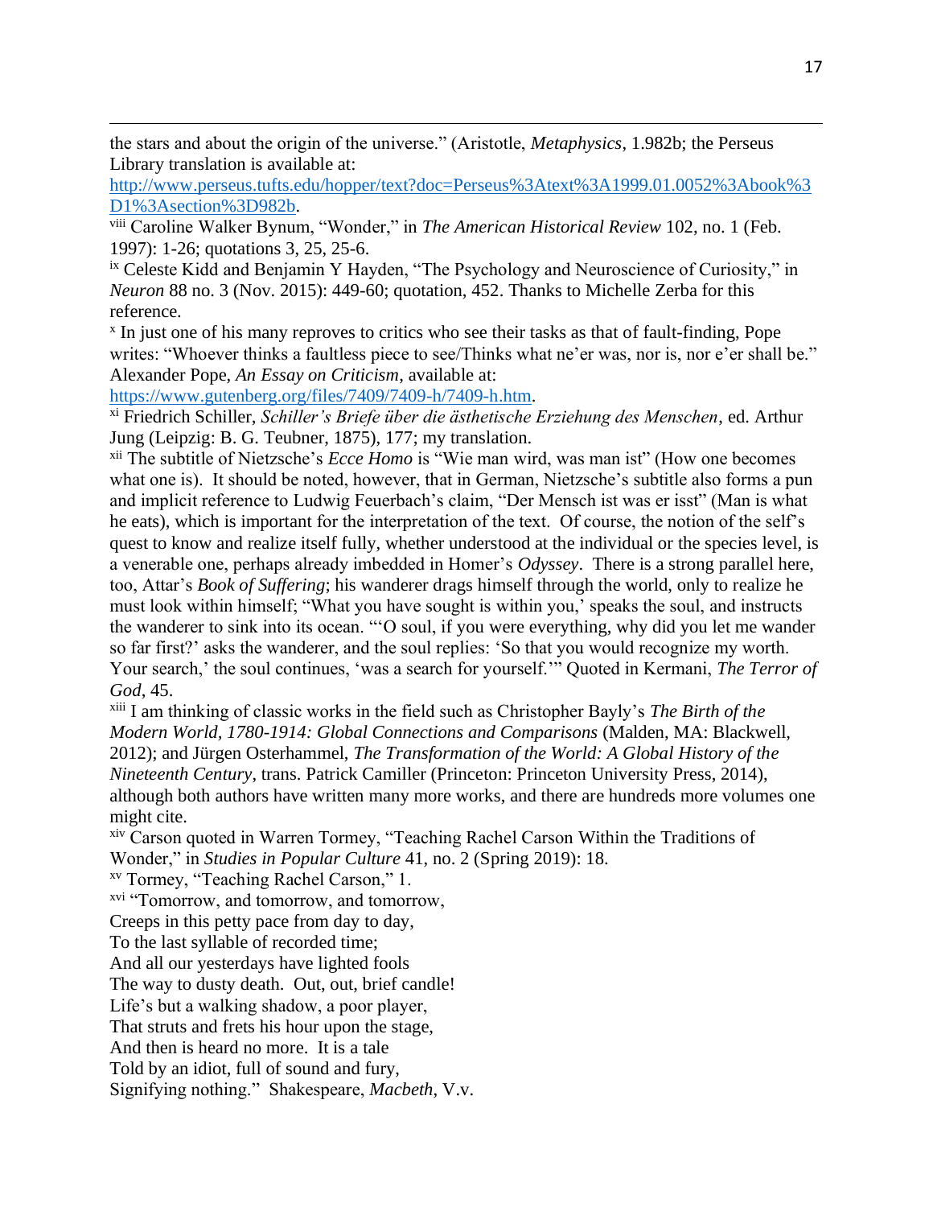the stars and about the origin of the universe." (Aristotle, *Metaphysics*, 1.982b; the Perseus Library translation is available at: http://www.perseus.tufts.edu/hopper/text?doc=Perseus%3Atext%3A1999.01.0052%3Abook%3D1%3Asection%3D982b.

[viii] Caroline Walker Bynum, "Wonder," in *The American Historical Review* 102, no. 1 (Feb. 1997): 1-26; quotations 3, 25, 25-6.

[ix] Celeste Kidd and Benjamin Y Hayden, "The Psychology and Neuroscience of Curiosity," in *Neuron* 88 no. 3 (Nov. 2015): 449-60; quotation, 452. Thanks to Michelle Zerba for this reference.

[x] In just one of his many reproves to critics who see their tasks as that of fault-finding, Pope writes: "Whoever thinks a faultless piece to see/Thinks what ne'er was, nor is, nor e'er shall be." Alexander Pope, *An Essay on Criticism*, available at: https://www.gutenberg.org/files/7409/7409-h/7409-h.htm.

[xi] Friedrich Schiller, *Schiller's Briefe über die ästhetische Erziehung des Menschen*, ed. Arthur Jung (Leipzig: B. G. Teubner, 1875), 177; my translation.

[xii] The subtitle of Nietzsche's *Ecce Homo* is "Wie man wird, was man ist" (How one becomes what one is). It should be noted, however, that in German, Nietzsche's subtitle also forms a pun and implicit reference to Ludwig Feuerbach's claim, "Der Mensch ist was er isst" (Man is what he eats), which is important for the interpretation of the text. Of course, the notion of the self's quest to know and realize itself fully, whether understood at the individual or the species level, is a venerable one, perhaps already imbedded in Homer's *Odyssey*. There is a strong parallel here, too, Attar's *Book of Suffering*; his wanderer drags himself through the world, only to realize he must look within himself; "What you have sought is within you,' speaks the soul, and instructs the wanderer to sink into its ocean. "'O soul, if you were everything, why did you let me wander so far first?' asks the wanderer, and the soul replies: 'So that you would recognize my worth. Your search,' the soul continues, 'was a search for yourself.'" Quoted in Kermani, *The Terror of God*, 45.

[xiii] I am thinking of classic works in the field such as Christopher Bayly's *The Birth of the Modern World, 1780-1914: Global Connections and Comparisons* (Malden, MA: Blackwell, 2012); and Jürgen Osterhammel, *The Transformation of the World: A Global History of the Nineteenth Century*, trans. Patrick Camiller (Princeton: Princeton University Press, 2014), although both authors have written many more works, and there are hundreds more volumes one might cite.

[xiv] Carson quoted in Warren Tormey, "Teaching Rachel Carson Within the Traditions of Wonder," in *Studies in Popular Culture* 41, no. 2 (Spring 2019): 18.

[xv] Tormey, "Teaching Rachel Carson," 1.

[xvi] "Tomorrow, and tomorrow, and tomorrow,
Creeps in this petty pace from day to day,
To the last syllable of recorded time;
And all our yesterdays have lighted fools
The way to dusty death. Out, out, brief candle!
Life's but a walking shadow, a poor player,
That struts and frets his hour upon the stage,
And then is heard no more. It is a tale
Told by an idiot, full of sound and fury,
Signifying nothing." Shakespeare, *Macbeth*, V.v.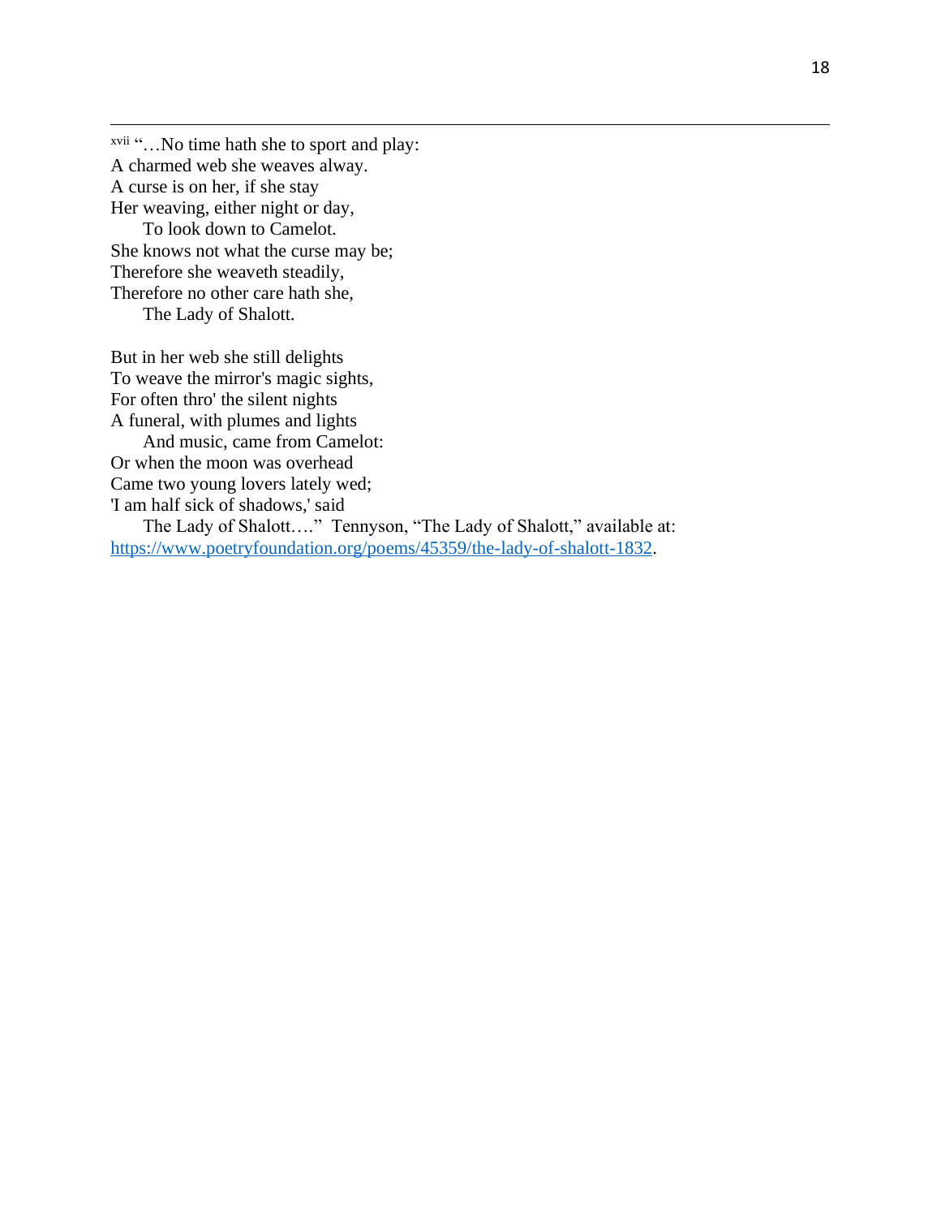[xvii] "…No time hath she to sport and play:
A charmed web she weaves alway.
A curse is on her, if she stay
Her weaving, either night or day,
    To look down to Camelot.
She knows not what the curse may be;
Therefore she weaveth steadily,
Therefore no other care hath she,
    The Lady of Shalott.

But in her web she still delights
To weave the mirror's magic sights,
For often thro' the silent nights
A funeral, with plumes and lights
    And music, came from Camelot:
Or when the moon was overhead
Came two young lovers lately wed;
'I am half sick of shadows,' said
    The Lady of Shalott…." Tennyson, "The Lady of Shalott," available at: https://www.poetryfoundation.org/poems/45359/the-lady-of-shalott-1832.